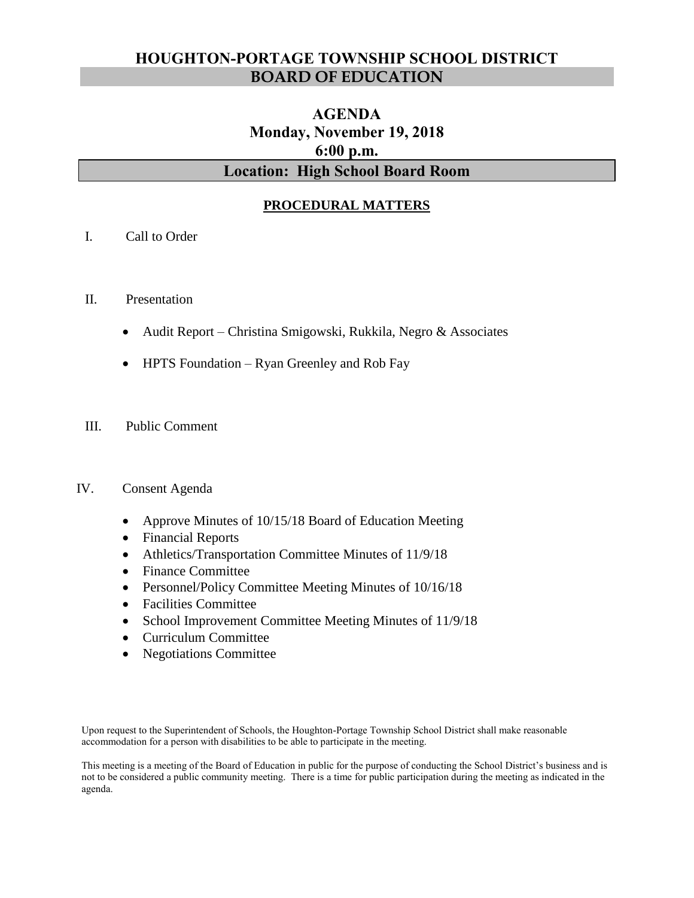# HOUGHTON-PORTAGE TOWNSHIP SCHOOL DISTRICT
## BOARD OF EDUCATION

### AGENDA
### Monday, November 19, 2018
### 6:00 p.m.
### Location: High School Board Room

**PROCEDURAL MATTERS**

I. Call to Order

II. Presentation

- Audit Report – Christina Smigowski, Rukkila, Negro & Associates
- HPTS Foundation – Ryan Greenley and Rob Fay

III. Public Comment

IV. Consent Agenda

- Approve Minutes of 10/15/18 Board of Education Meeting
- Financial Reports
- Athletics/Transportation Committee Minutes of 11/9/18
- Finance Committee
- Personnel/Policy Committee Meeting Minutes of 10/16/18
- Facilities Committee
- School Improvement Committee Meeting Minutes of 11/9/18
- Curriculum Committee
- Negotiations Committee

Upon request to the Superintendent of Schools, the Houghton-Portage Township School District shall make reasonable accommodation for a person with disabilities to be able to participate in the meeting.

This meeting is a meeting of the Board of Education in public for the purpose of conducting the School District's business and is not to be considered a public community meeting. There is a time for public participation during the meeting as indicated in the agenda.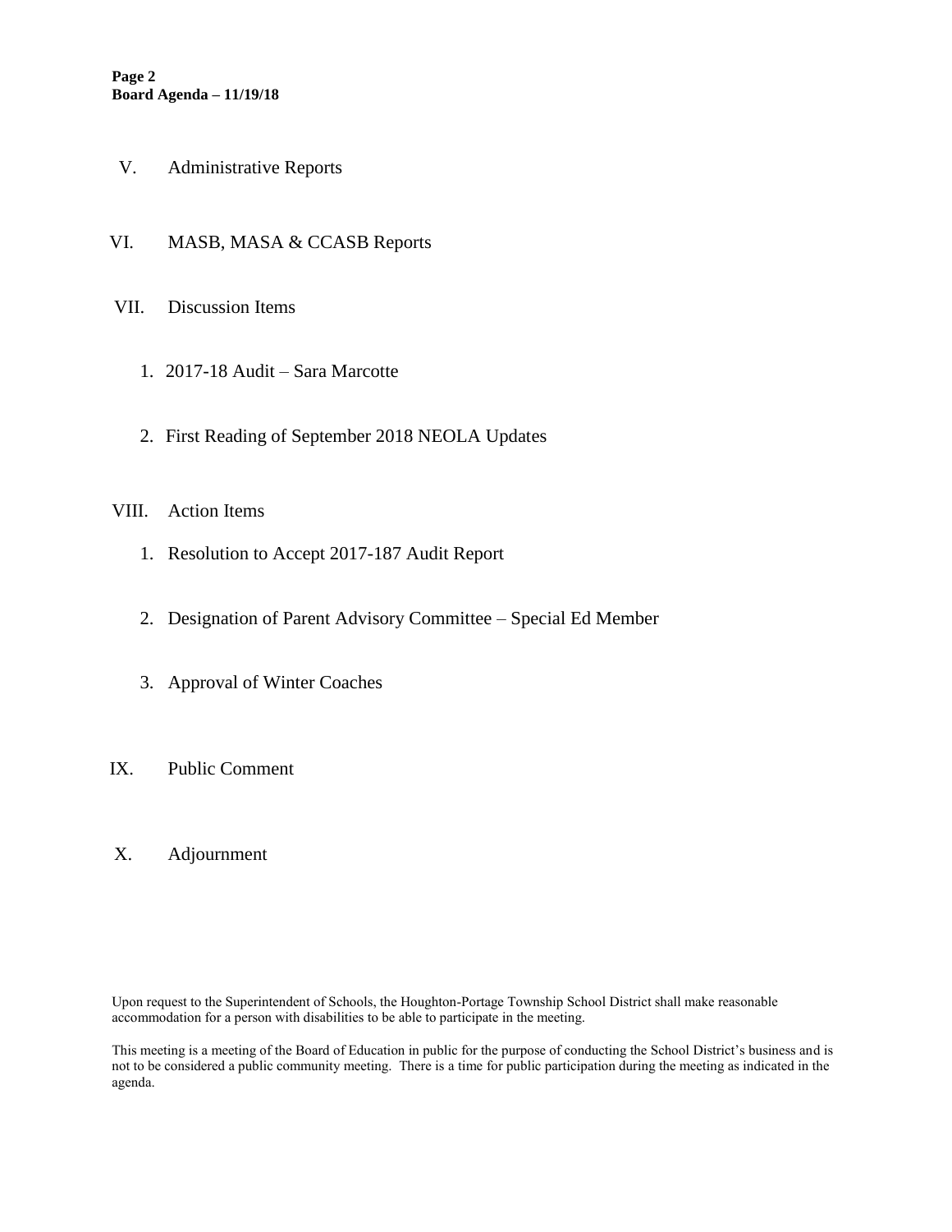V. Administrative Reports

VI. MASB, MASA & CCASB Reports

VII. Discussion Items

1. 2017-18 Audit – Sara Marcotte
2. First Reading of September 2018 NEOLA Updates

VIII. Action Items

1. Resolution to Accept 2017-187 Audit Report
2. Designation of Parent Advisory Committee – Special Ed Member
3. Approval of Winter Coaches

IX. Public Comment

X. Adjournment

Upon request to the Superintendent of Schools, the Houghton-Portage Township School District shall make reasonable accommodation for a person with disabilities to be able to participate in the meeting.

This meeting is a meeting of the Board of Education in public for the purpose of conducting the School District's business and is not to be considered a public community meeting. There is a time for public participation during the meeting as indicated in the agenda.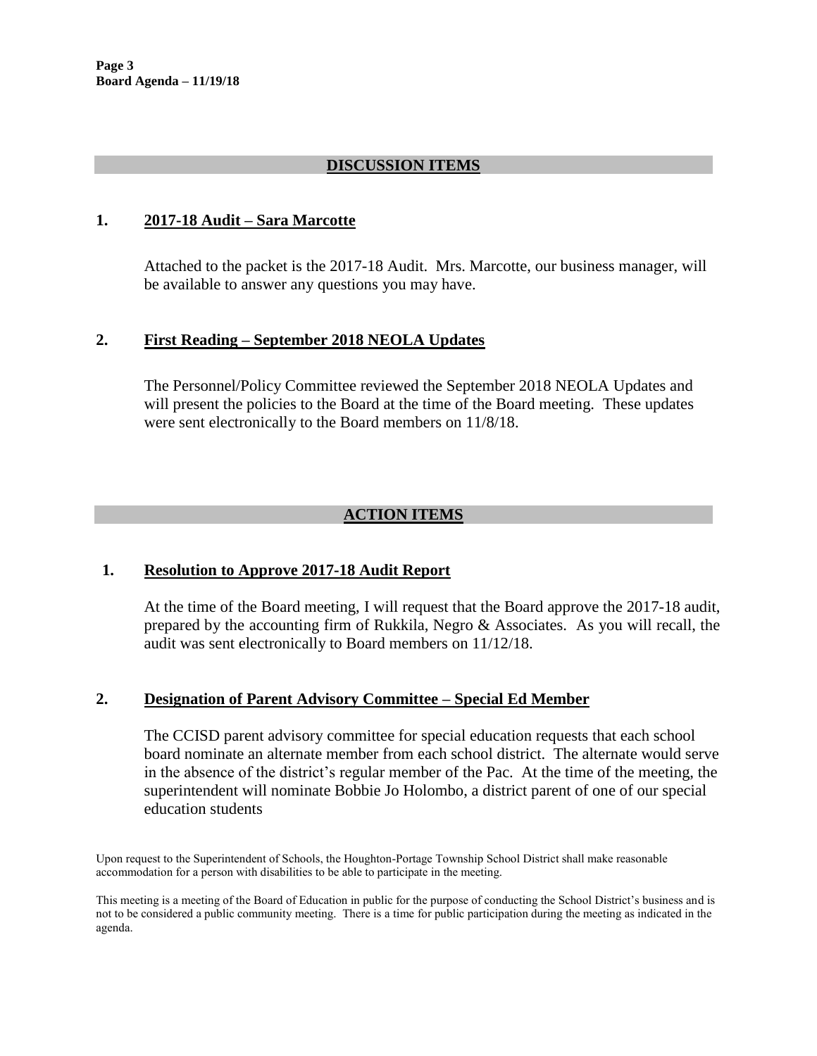## DISCUSSION ITEMS

### 1. 2017-18 Audit – Sara Marcotte

Attached to the packet is the 2017-18 Audit. Mrs. Marcotte, our business manager, will be available to answer any questions you may have.

### 2. First Reading – September 2018 NEOLA Updates

The Personnel/Policy Committee reviewed the September 2018 NEOLA Updates and will present the policies to the Board at the time of the Board meeting. These updates were sent electronically to the Board members on 11/8/18.

## ACTION ITEMS

### 1. Resolution to Approve 2017-18 Audit Report

At the time of the Board meeting, I will request that the Board approve the 2017-18 audit, prepared by the accounting firm of Rukkila, Negro & Associates. As you will recall, the audit was sent electronically to Board members on 11/12/18.

### 2. Designation of Parent Advisory Committee – Special Ed Member

The CCISD parent advisory committee for special education requests that each school board nominate an alternate member from each school district. The alternate would serve in the absence of the district's regular member of the Pac. At the time of the meeting, the superintendent will nominate Bobbie Jo Holombo, a district parent of one of our special education students

Upon request to the Superintendent of Schools, the Houghton-Portage Township School District shall make reasonable accommodation for a person with disabilities to be able to participate in the meeting.

This meeting is a meeting of the Board of Education in public for the purpose of conducting the School District's business and is not to be considered a public community meeting. There is a time for public participation during the meeting as indicated in the agenda.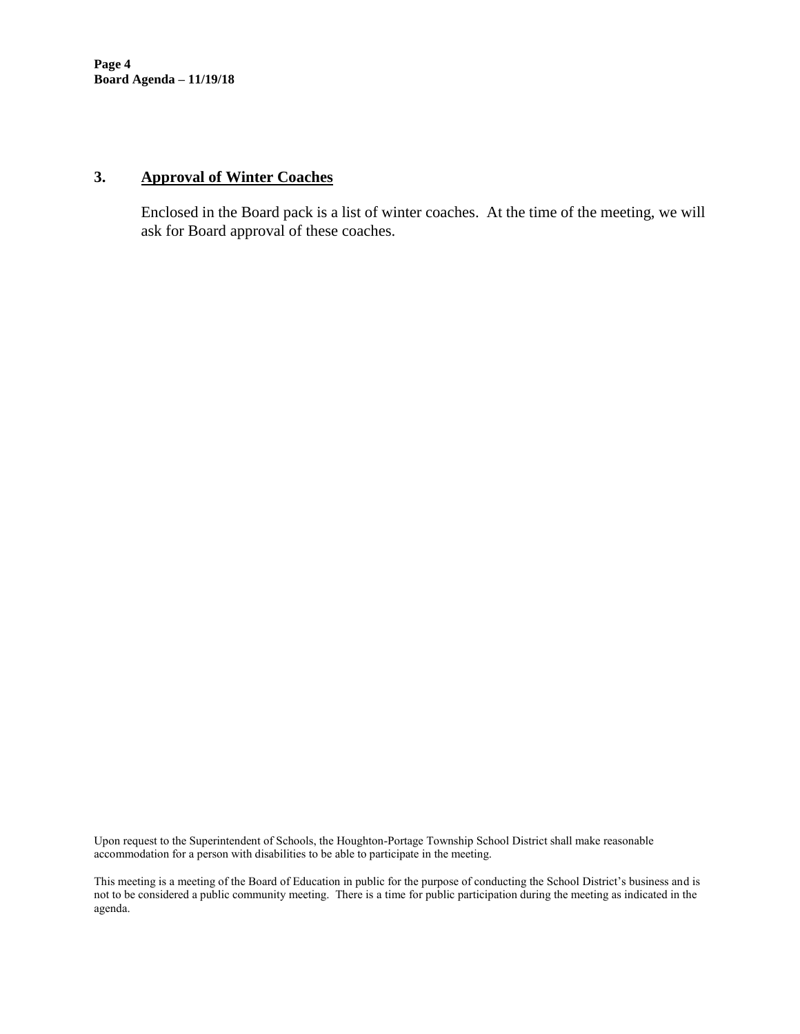## 3. **Approval of Winter Coaches**

Enclosed in the Board pack is a list of winter coaches. At the time of the meeting, we will ask for Board approval of these coaches.

Upon request to the Superintendent of Schools, the Houghton-Portage Township School District shall make reasonable accommodation for a person with disabilities to be able to participate in the meeting.

This meeting is a meeting of the Board of Education in public for the purpose of conducting the School District's business and is not to be considered a public community meeting. There is a time for public participation during the meeting as indicated in the agenda.